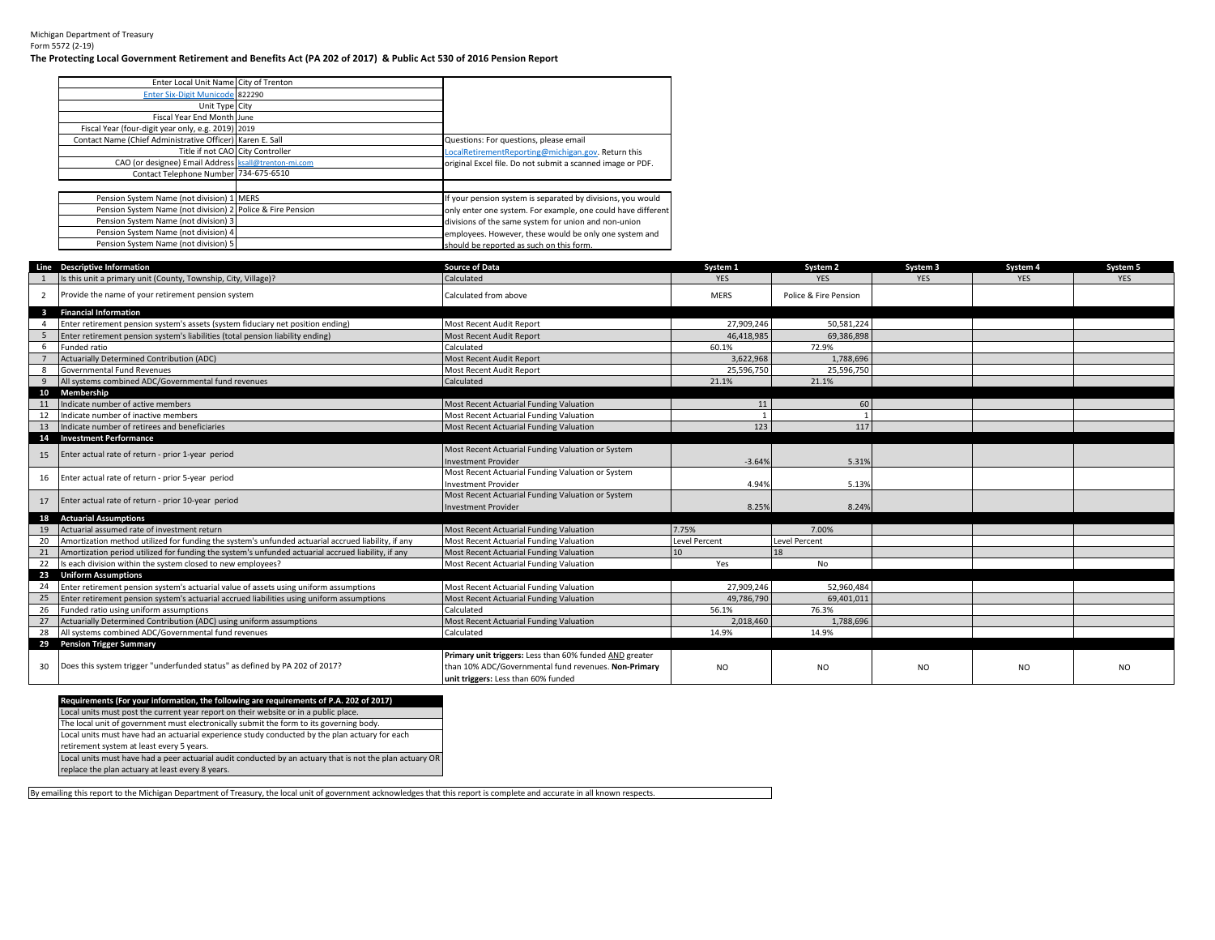Michigan Department of Treasury
Form 5572 (2-19)

**The Protecting Local Government Retirement and Benefits Act (PA 202 of 2017) & Public Act 530 of 2016 Pension Report**

| | |
|---|---|
| Enter Local Unit Name | City of Trenton |
| Enter Six-Digit Municode | 822290 |
| Unit Type | City |
| Fiscal Year End Month | June |
| Fiscal Year (four-digit year only, e.g. 2019) | 2019 |
| Contact Name (Chief Administrative Officer) | Karen E. Sall |
| Title if not CAO | City Controller |
| CAO (or designee) Email Address | ksall@trenton-mi.com |
| Contact Telephone Number | 734-675-6510 |

Questions: For questions, please email LocalRetirementReporting@michigan.gov. Return this original Excel file. Do not submit a scanned image or PDF.

| | |
|---|---|
| Pension System Name (not division) 1 | MERS |
| Pension System Name (not division) 2 | Police & Fire Pension |
| Pension System Name (not division) 3 | |
| Pension System Name (not division) 4 | |
| Pension System Name (not division) 5 | |

If your pension system is separated by divisions, you would only enter one system. For example, one could have different divisions of the same system for union and non-union employees. However, these would be only one system and should be reported as such on this form.

| Line | Descriptive Information | Source of Data | System 1 | System 2 | System 3 | System 4 | System 5 |
|---|---|---|---|---|---|---|---|
| 1 | Is this unit a primary unit (County, Township, City, Village)? | Calculated | YES | YES | YES | YES | YES |
| 2 | Provide the name of your retirement pension system | Calculated from above | MERS | Police & Fire Pension | | | |
| **3** | **Financial Information** | | | | | | |
| 4 | Enter retirement pension system's assets (system fiduciary net position ending) | Most Recent Audit Report | 27,909,246 | 50,581,224 | | | |
| 5 | Enter retirement pension system's liabilities (total pension liability ending) | Most Recent Audit Report | 46,418,985 | 69,386,898 | | | |
| 6 | Funded ratio | Calculated | 60.1% | 72.9% | | | |
| 7 | Actuarially Determined Contribution (ADC) | Most Recent Audit Report | 3,622,968 | 1,788,696 | | | |
| 8 | Governmental Fund Revenues | Most Recent Audit Report | 25,596,750 | 25,596,750 | | | |
| 9 | All systems combined ADC/Governmental fund revenues | Calculated | 21.1% | 21.1% | | | |
| **10** | **Membership** | | | | | | |
| 11 | Indicate number of active members | Most Recent Actuarial Funding Valuation | 11 | 60 | | | |
| 12 | Indicate number of inactive members | Most Recent Actuarial Funding Valuation | 1 | 1 | | | |
| 13 | Indicate number of retirees and beneficiaries | Most Recent Actuarial Funding Valuation | 123 | 117 | | | |
| **14** | **Investment Performance** | | | | | | |
| 15 | Enter actual rate of return - prior 1-year period | Most Recent Actuarial Funding Valuation or System Investment Provider | -3.64% | 5.31% | | | |
| 16 | Enter actual rate of return - prior 5-year period | Most Recent Actuarial Funding Valuation or System Investment Provider | 4.94% | 5.13% | | | |
| 17 | Enter actual rate of return - prior 10-year period | Most Recent Actuarial Funding Valuation or System Investment Provider | 8.25% | 8.24% | | | |
| **18** | **Actuarial Assumptions** | | | | | | |
| 19 | Actuarial assumed rate of investment return | Most Recent Actuarial Funding Valuation | 7.75% | 7.00% | | | |
| 20 | Amortization method utilized for funding the system's unfunded actuarial accrued liability, if any | Most Recent Actuarial Funding Valuation | Level Percent | Level Percent | | | |
| 21 | Amortization period utilized for funding the system's unfunded actuarial accrued liability, if any | Most Recent Actuarial Funding Valuation | 10 | 18 | | | |
| 22 | Is each division within the system closed to new employees? | Most Recent Actuarial Funding Valuation | Yes | No | | | |
| **23** | **Uniform Assumptions** | | | | | | |
| 24 | Enter retirement pension system's actuarial value of assets using uniform assumptions | Most Recent Actuarial Funding Valuation | 27,909,246 | 52,960,484 | | | |
| 25 | Enter retirement pension system's actuarial accrued liabilities using uniform assumptions | Most Recent Actuarial Funding Valuation | 49,786,790 | 69,401,011 | | | |
| 26 | Funded ratio using uniform assumptions | Calculated | 56.1% | 76.3% | | | |
| 27 | Actuarially Determined Contribution (ADC) using uniform assumptions | Most Recent Actuarial Funding Valuation | 2,018,460 | 1,788,696 | | | |
| 28 | All systems combined ADC/Governmental fund revenues | Calculated | 14.9% | 14.9% | | | |
| **29** | **Pension Trigger Summary** | | | | | | |
| 30 | Does this system trigger "underfunded status" as defined by PA 202 of 2017? | **Primary unit triggers:** Less than 60% funded AND greater than 10% ADC/Governmental fund revenues. **Non-Primary unit triggers:** Less than 60% funded | NO | NO | NO | NO | NO |

| **Requirements (For your information, the following are requirements of P.A. 202 of 2017)** |
|---|
| Local units must post the current year report on their website or in a public place. |
| The local unit of government must electronically submit the form to its governing body. |
| Local units must have had an actuarial experience study conducted by the plan actuary for each retirement system at least every 5 years. |
| Local units must have had a peer actuarial audit conducted by an actuary that is not the plan actuary OR replace the plan actuary at least every 8 years. |

By emailing this report to the Michigan Department of Treasury, the local unit of government acknowledges that this report is complete and accurate in all known respects.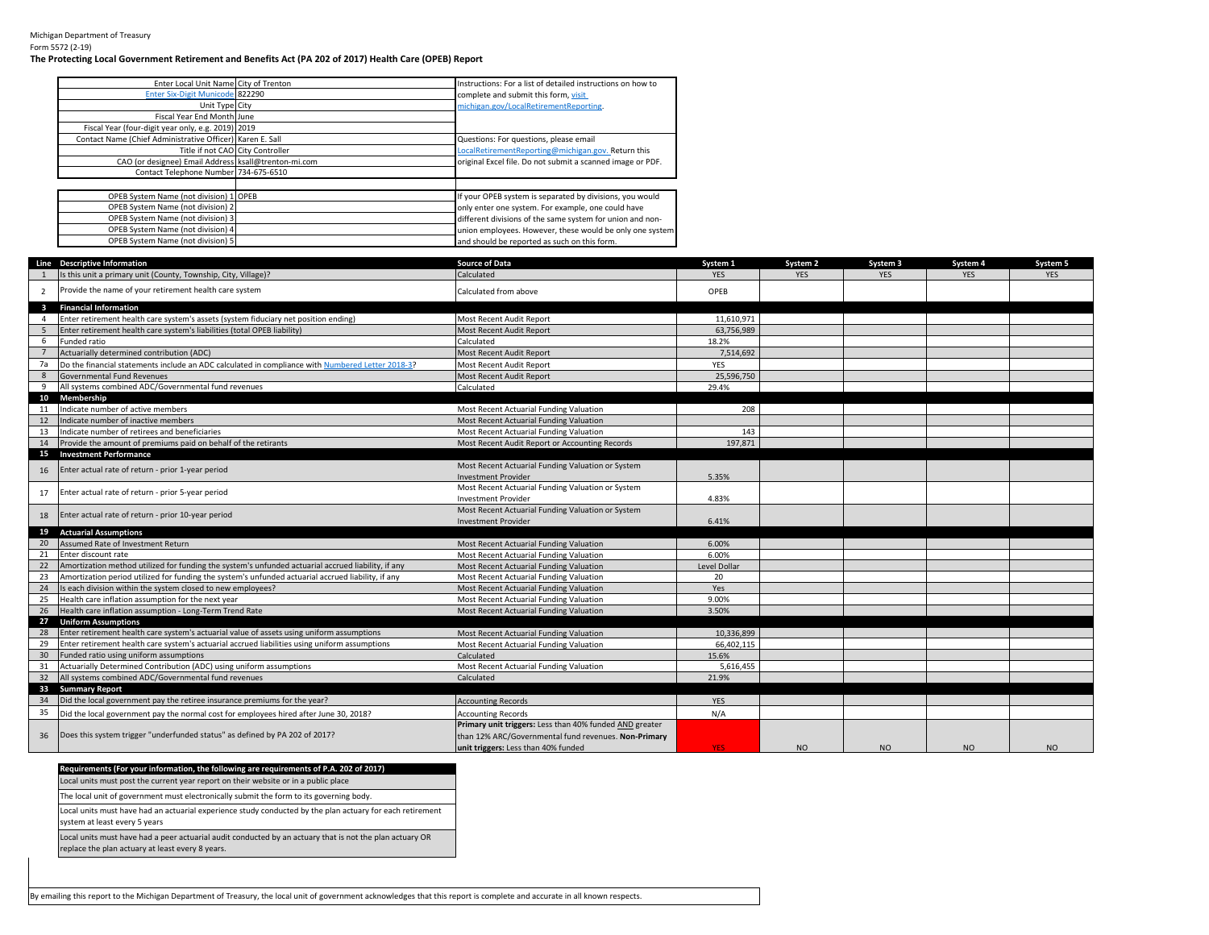Michigan Department of Treasury
Form 5572 (2-19)

**The Protecting Local Government Retirement and Benefits Act (PA 202 of 2017) Health Care (OPEB) Report**

| | |
|---|---|
| Enter Local Unit Name | City of Trenton |
| Enter Six-Digit Municode | 822290 |
| Unit Type | City |
| Fiscal Year End Month | June |
| Fiscal Year (four-digit year only, e.g. 2019) | 2019 |
| Contact Name (Chief Administrative Officer) | Karen E. Sall |
| Title if not CAO | City Controller |
| CAO (or designee) Email Address | ksall@trenton-mi.com |
| Contact Telephone Number | 734-675-6510 |

Instructions: For a list of detailed instructions on how to complete and submit this form, visit michigan.gov/LocalRetirementReporting.

Questions: For questions, please email LocalRetirementReporting@michigan.gov. Return this original Excel file. Do not submit a scanned image or PDF.

| | |
|---|---|
| OPEB System Name (not division) 1 | OPEB |
| OPEB System Name (not division) 2 | |
| OPEB System Name (not division) 3 | |
| OPEB System Name (not division) 4 | |
| OPEB System Name (not division) 5 | |

If your OPEB system is separated by divisions, you would only enter one system. For example, one could have different divisions of the same system for union and non-union employees. However, these would be only one system and should be reported as such on this form.

| Line | Descriptive Information | Source of Data | System 1 | System 2 | System 3 | System 4 | System 5 |
|---|---|---|---|---|---|---|---|
| 1 | Is this unit a primary unit (County, Township, City, Village)? | Calculated | YES | YES | YES | YES | YES |
| 2 | Provide the name of your retirement health care system | Calculated from above | OPEB | | | | |
| 3 | **Financial Information** | | | | | | |
| 4 | Enter retirement health care system's assets (system fiduciary net position ending) | Most Recent Audit Report | 11,610,971 | | | | |
| 5 | Enter retirement health care system's liabilities (total OPEB liability) | Most Recent Audit Report | 63,756,989 | | | | |
| 6 | Funded ratio | Calculated | 18.2% | | | | |
| 7 | Actuarially determined contribution (ADC) | Most Recent Audit Report | 7,514,692 | | | | |
| 7a | Do the financial statements include an ADC calculated in compliance with Numbered Letter 2018-3? | Most Recent Audit Report | YES | | | | |
| 8 | Governmental Fund Revenues | Most Recent Audit Report | 25,596,750 | | | | |
| 9 | All systems combined ADC/Governmental fund revenues | Calculated | 29.4% | | | | |
| 10 | **Membership** | | | | | | |
| 11 | Indicate number of active members | Most Recent Actuarial Funding Valuation | 208 | | | | |
| 12 | Indicate number of inactive members | Most Recent Actuarial Funding Valuation | | | | | |
| 13 | Indicate number of retirees and beneficiaries | Most Recent Actuarial Funding Valuation | 143 | | | | |
| 14 | Provide the amount of premiums paid on behalf of the retirants | Most Recent Audit Report or Accounting Records | 197,871 | | | | |
| 15 | **Investment Performance** | | | | | | |
| 16 | Enter actual rate of return - prior 1-year period | Most Recent Actuarial Funding Valuation or System Investment Provider | 5.35% | | | | |
| 17 | Enter actual rate of return - prior 5-year period | Most Recent Actuarial Funding Valuation or System Investment Provider | 4.83% | | | | |
| 18 | Enter actual rate of return - prior 10-year period | Most Recent Actuarial Funding Valuation or System Investment Provider | 6.41% | | | | |
| 19 | **Actuarial Assumptions** | | | | | | |
| 20 | Assumed Rate of Investment Return | Most Recent Actuarial Funding Valuation | 6.00% | | | | |
| 21 | Enter discount rate | Most Recent Actuarial Funding Valuation | 6.00% | | | | |
| 22 | Amortization method utilized for funding the system's unfunded actuarial accrued liability, if any | Most Recent Actuarial Funding Valuation | Level Dollar | | | | |
| 23 | Amortization period utilized for funding the system's unfunded actuarial accrued liability, if any | Most Recent Actuarial Funding Valuation | 20 | | | | |
| 24 | Is each division within the system closed to new employees? | Most Recent Actuarial Funding Valuation | Yes | | | | |
| 25 | Health care inflation assumption for the next year | Most Recent Actuarial Funding Valuation | 9.00% | | | | |
| 26 | Health care inflation assumption - Long-Term Trend Rate | Most Recent Actuarial Funding Valuation | 3.50% | | | | |
| 27 | **Uniform Assumptions** | | | | | | |
| 28 | Enter retirement health care system's actuarial value of assets using uniform assumptions | Most Recent Actuarial Funding Valuation | 10,336,899 | | | | |
| 29 | Enter retirement health care system's actuarial accrued liabilities using uniform assumptions | Most Recent Actuarial Funding Valuation | 66,402,115 | | | | |
| 30 | Funded ratio using uniform assumptions | Calculated | 15.6% | | | | |
| 31 | Actuarially Determined Contribution (ADC) using uniform assumptions | Most Recent Actuarial Funding Valuation | 5,616,455 | | | | |
| 32 | All systems combined ADC/Governmental fund revenues | Calculated | 21.9% | | | | |
| 33 | **Summary Report** | | | | | | |
| 34 | Did the local government pay the retiree insurance premiums for the year? | Accounting Records | YES | | | | |
| 35 | Did the local government pay the normal cost for employees hired after June 30, 2018? | Accounting Records | N/A | | | | |
| 36 | Does this system trigger "underfunded status" as defined by PA 202 of 2017? | **Primary unit triggers:** Less than 40% funded AND greater than 12% ARC/Governmental fund revenues. **Non-Primary unit triggers:** Less than 40% funded | YES | NO | NO | NO | NO |

| **Requirements (For your information, the following are requirements of P.A. 202 of 2017)** |
|---|
| Local units must post the current year report on their website or in a public place |
| The local unit of government must electronically submit the form to its governing body. |
| Local units must have had an actuarial experience study conducted by the plan actuary for each retirement system at least every 5 years |
| Local units must have had a peer actuarial audit conducted by an actuary that is not the plan actuary OR replace the plan actuary at least every 8 years. |

By emailing this report to the Michigan Department of Treasury, the local unit of government acknowledges that this report is complete and accurate in all known respects.